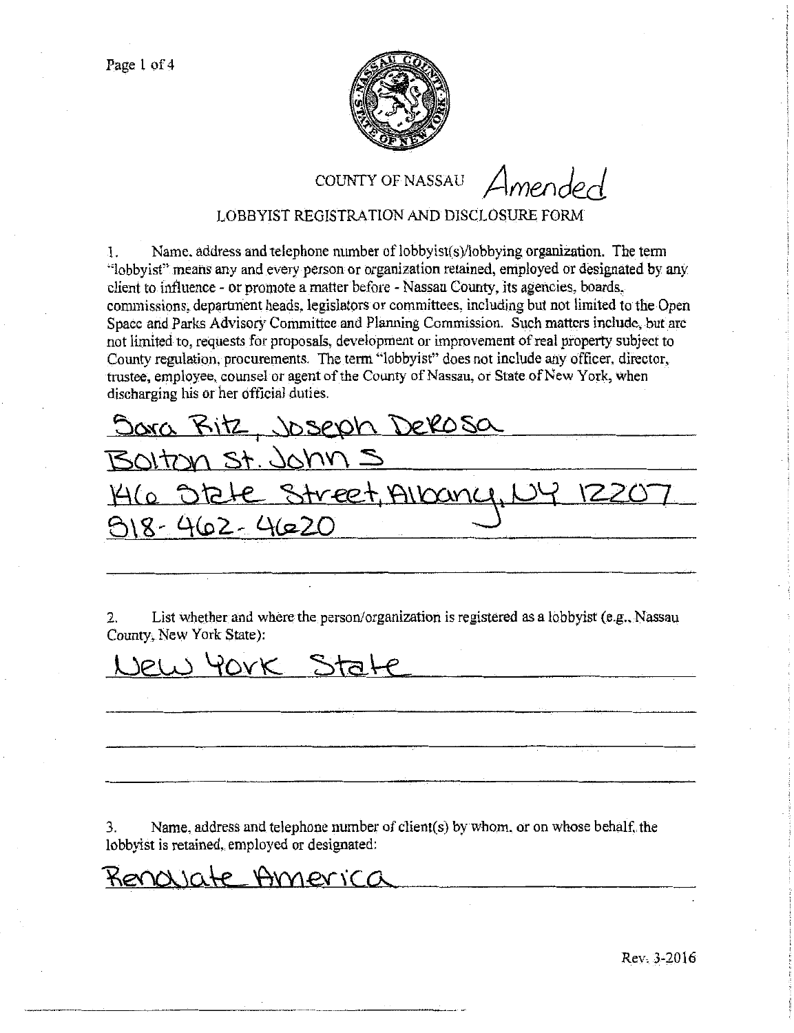COUNTY OF NASSAU *Amended*

LOBBYIST REGISTRATION AND DISCLOSURE FORM

1. Name, address and telephone number of lobbyist(s)/lobbying organization. The term "lobbyist" means any and every person or organization retained, employed or designated by any client to influence - or promote a matter before - Nassau County, its agencies, boards, commissions, department heads, legislators or committees, including but not limited to the Open Space and Parks Advisory Committee and Planning Commission. Such matters include, but are not limited to, requests for proposals, development or improvement of real property subject to County regulation, procurements. The term "lobbyist" does not include any officer, director, trustee, employee, counsel or agent of the County of Nassau, or State of New York, when discharging his or her official duties.

Sara Ritz, Joseph DeRosa
Bolton St. Johns
146 State Street, Albany, NY 12207
518-462-4620

2. List whether and where the person/organization is registered as a lobbyist (e.g., Nassau County, New York State):

New York State

3. Name, address and telephone number of client(s) by whom, or on whose behalf, the lobbyist is retained, employed or designated:

Renovate America

Rev. 3-2016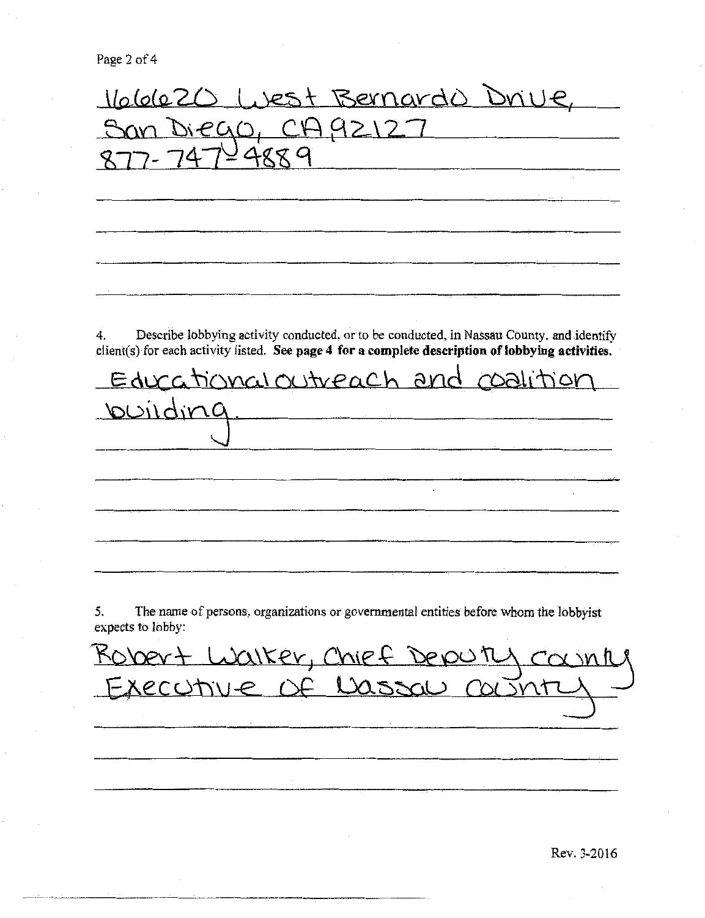16620 West Bernardo Drive,
San Diego, CA 92127
877-747-4889

4. Describe lobbying activity conducted, or to be conducted, in Nassau County, and identify client(s) for each activity listed. **See page 4 for a complete description of lobbying activities.**

Educational outreach and coalition building.

5. The name of persons, organizations or governmental entities before whom the lobbyist expects to lobby:

Robert Walker, Chief Deputy County Executive of Nassau County

Rev. 3-2016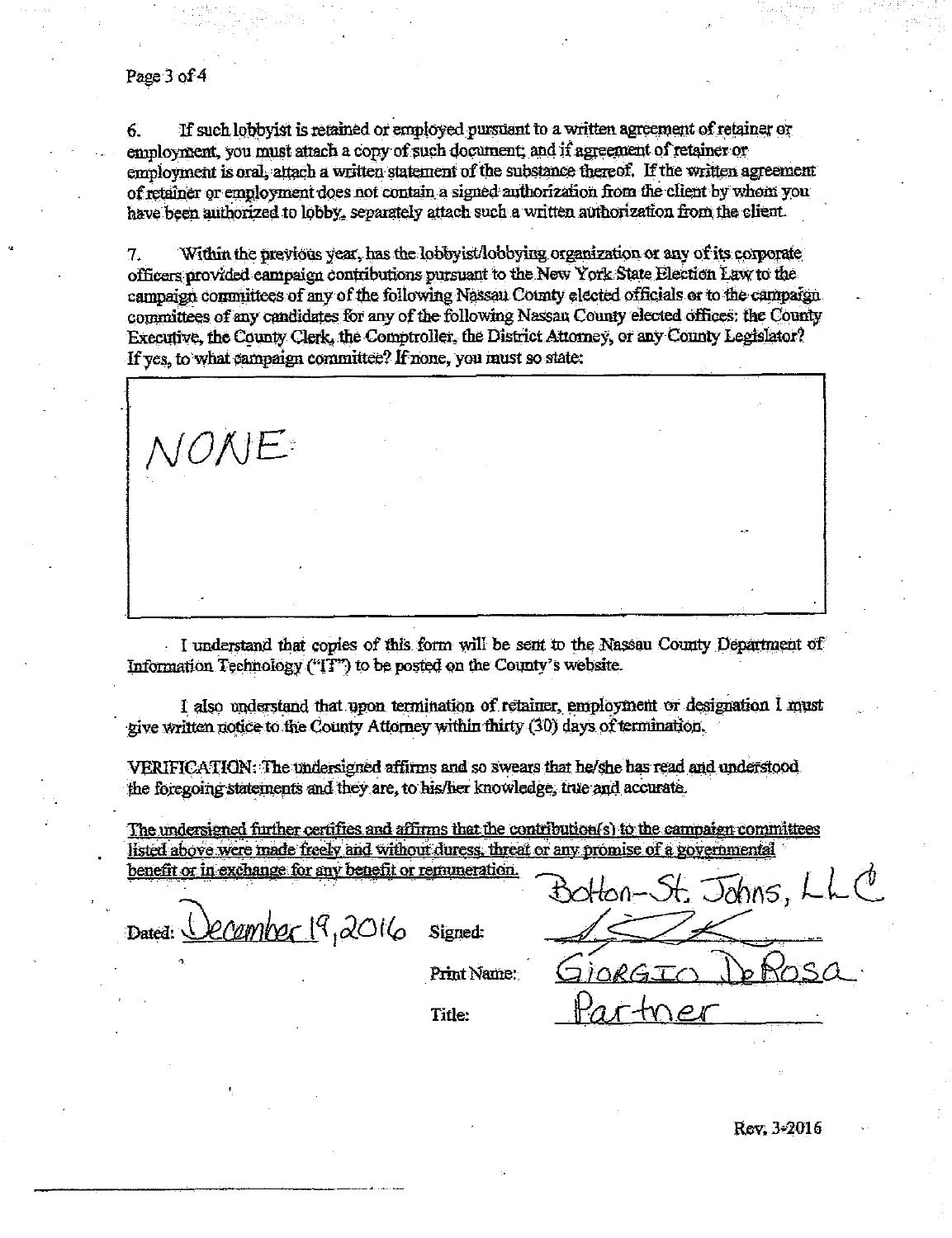6. If such lobbyist is retained or employed pursuant to a written agreement of retainer or employment, you must attach a copy of such document; and if agreement of retainer or employment is oral, attach a written statement of the substance thereof. If the written agreement of retainer or employment does not contain a signed authorization from the client by whom you have been authorized to lobby, separately attach such a written authorization from the client.

7. Within the previous year, has the lobbyist/lobbying organization or any of its corporate officers provided campaign contributions pursuant to the New York State Election Law to the campaign committees of any of the following Nassau County elected officials or to the campaign committees of any candidates for any of the following Nassau County elected offices: the County Executive, the County Clerk, the Comptroller, the District Attorney, or any County Legislator? If yes, to what campaign committee? If none, you must so state:

NONE

I understand that copies of this form will be sent to the Nassau County Department of Information Technology ("IT") to be posted on the County's website.

I also understand that upon termination of retainer, employment or designation I must give written notice to the County Attorney within thirty (30) days of termination.

VERIFICATION: The undersigned affirms and so swears that he/she has read and understood the foregoing statements and they are, to his/her knowledge, true and accurate.

<u>The undersigned further certifies and affirms that the contribution(s) to the campaign committees listed above were made freely and without duress, threat or any promise of a governmental benefit or in exchange for any benefit or remuneration.</u>

Bolton-St. Johns, LLC

Dated: December 19, 2016 Signed: [signature]

Print Name: GIORGIO DeROSA

Title: Partner

Rev. 3-2016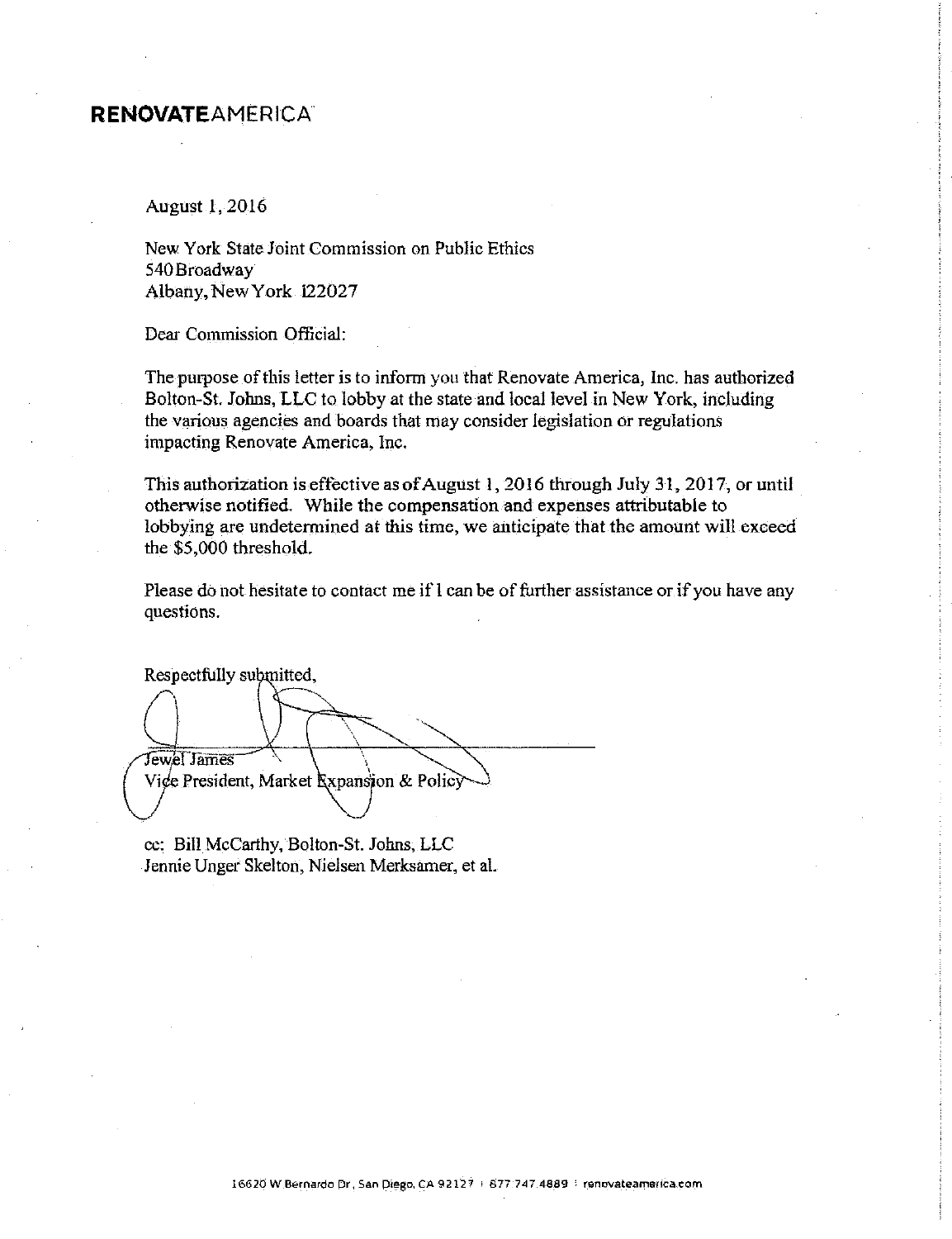**RENOVATE**AMERICA

August 1, 2016

New York State Joint Commission on Public Ethics
540 Broadway
Albany, New York 122027

Dear Commission Official:

The purpose of this letter is to inform you that Renovate America, Inc. has authorized Bolton-St. Johns, LLC to lobby at the state and local level in New York, including the various agencies and boards that may consider legislation or regulations impacting Renovate America, Inc.

This authorization is effective as of August 1, 2016 through July 31, 2017, or until otherwise notified. While the compensation and expenses attributable to lobbying are undetermined at this time, we anticipate that the amount will exceed the $5,000 threshold.

Please do not hesitate to contact me if I can be of further assistance or if you have any questions.

Respectfully submitted,

Jewel James
Vice President, Market Expansion & Policy

cc: Bill McCarthy, Bolton-St. Johns, LLC
Jennie Unger Skelton, Nielsen Merksamer, et al.

16620 W Bernardo Dr, San Diego, CA 92127 | 877 747 4889 | renovateamerica.com